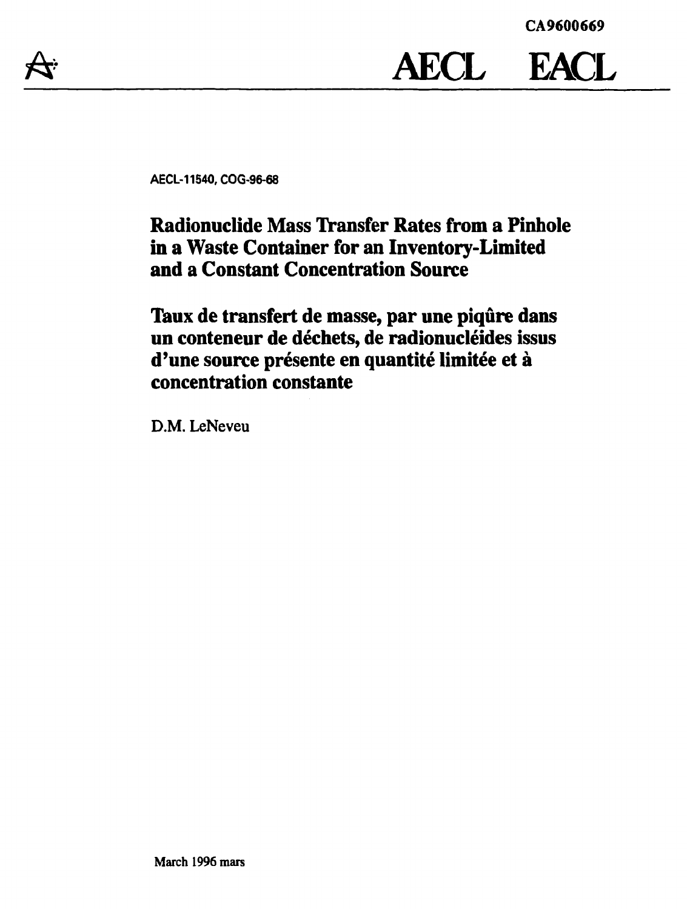CA9600669

AECL EACL

AECL-11540, COG-96-68

# Radionuclide Mass Transfer Rates from a Pinhole in a Waste Container for an Inventory-Limited and a Constant Concentration Source

# Taux de transfert de masse, par une piqûre dans un conteneur de déchets, de radionucléides issus d'une source présente en quantité limitée et à concentration constante

D.M. LeNeveu

March 1996 mars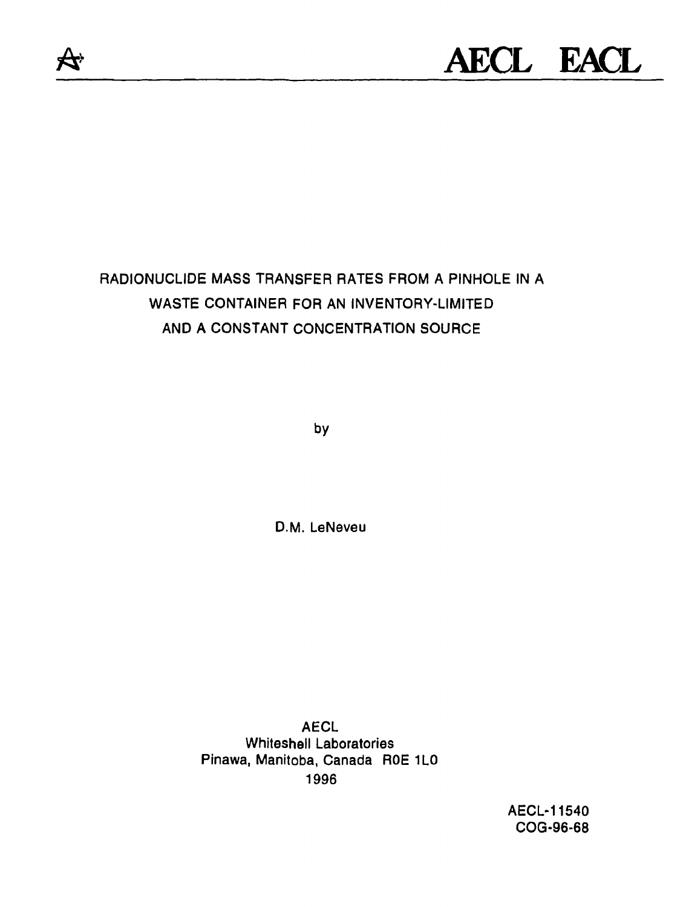AECL EACL

# RADIONUCLIDE MASS TRANSFER RATES FROM A PINHOLE IN A WASTE CONTAINER FOR AN INVENTORY-LIMITED AND A CONSTANT CONCENTRATION SOURCE

by

D.M. LeNeveu

AECL
Whiteshell Laboratories
Pinawa, Manitoba, Canada R0E 1L0
1996

AECL-11540
COG-96-68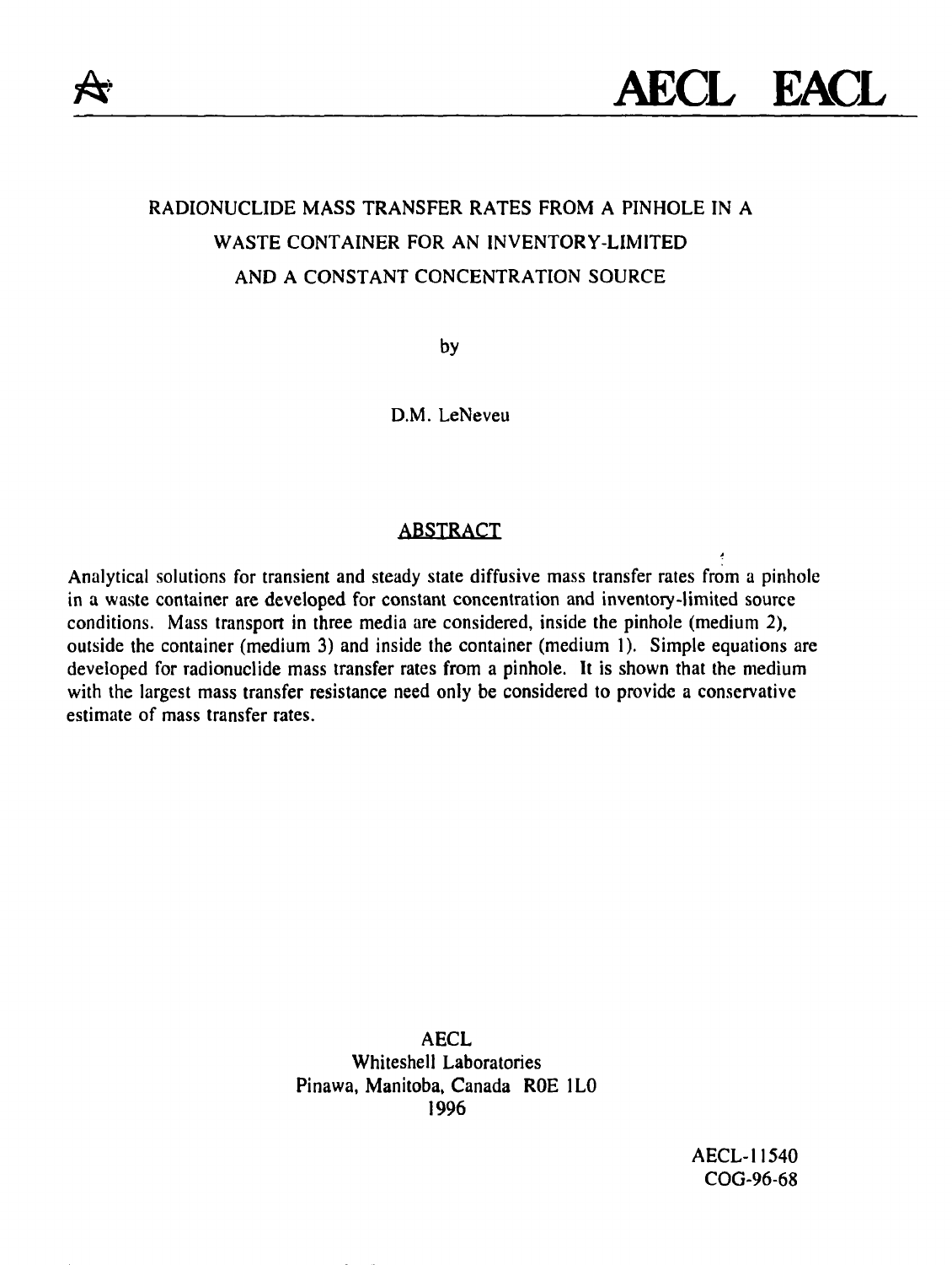AECL EACL

# RADIONUCLIDE MASS TRANSFER RATES FROM A PINHOLE IN A WASTE CONTAINER FOR AN INVENTORY-LIMITED AND A CONSTANT CONCENTRATION SOURCE

by

D.M. LeNeveu

## ABSTRACT

Analytical solutions for transient and steady state diffusive mass transfer rates from a pinhole in a waste container are developed for constant concentration and inventory-limited source conditions. Mass transport in three media are considered, inside the pinhole (medium 2), outside the container (medium 3) and inside the container (medium 1). Simple equations are developed for radionuclide mass transfer rates from a pinhole. It is shown that the medium with the largest mass transfer resistance need only be considered to provide a conservative estimate of mass transfer rates.

AECL
Whiteshell Laboratories
Pinawa, Manitoba, Canada R0E 1L0
1996

AECL-11540
COG-96-68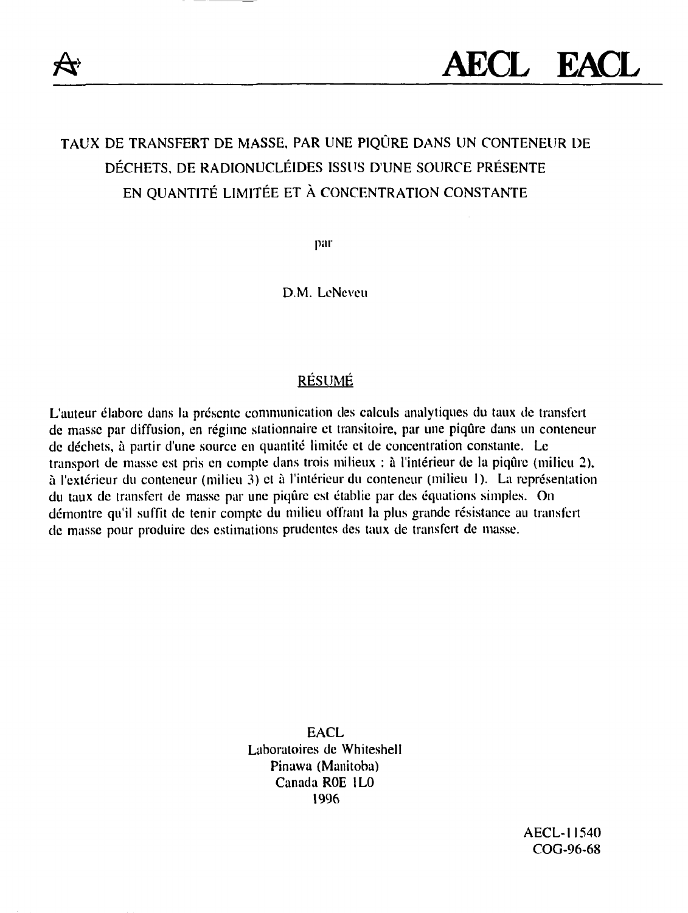AECL EACL

# TAUX DE TRANSFERT DE MASSE, PAR UNE PIQÛRE DANS UN CONTENEUR DE DÉCHETS, DE RADIONUCLÉIDES ISSUS D'UNE SOURCE PRÉSENTE EN QUANTITÉ LIMITÉE ET À CONCENTRATION CONSTANTE

par

D.M. LeNeveu

## RÉSUMÉ

L'auteur élabore dans la présente communication des calculs analytiques du taux de transfert de masse par diffusion, en régime stationnaire et transitoire, par une piqûre dans un conteneur de déchets, à partir d'une source en quantité limitée et de concentration constante. Le transport de masse est pris en compte dans trois milieux : à l'intérieur de la piqûre (milieu 2), à l'extérieur du conteneur (milieu 3) et à l'intérieur du conteneur (milieu 1). La représentation du taux de transfert de masse par une piqûre est établie par des équations simples. On démontre qu'il suffit de tenir compte du milieu offrant la plus grande résistance au transfert de masse pour produire des estimations prudentes des taux de transfert de masse.

EACL
Laboratoires de Whiteshell
Pinawa (Manitoba)
Canada R0E 1L0
1996

AECL-11540
COG-96-68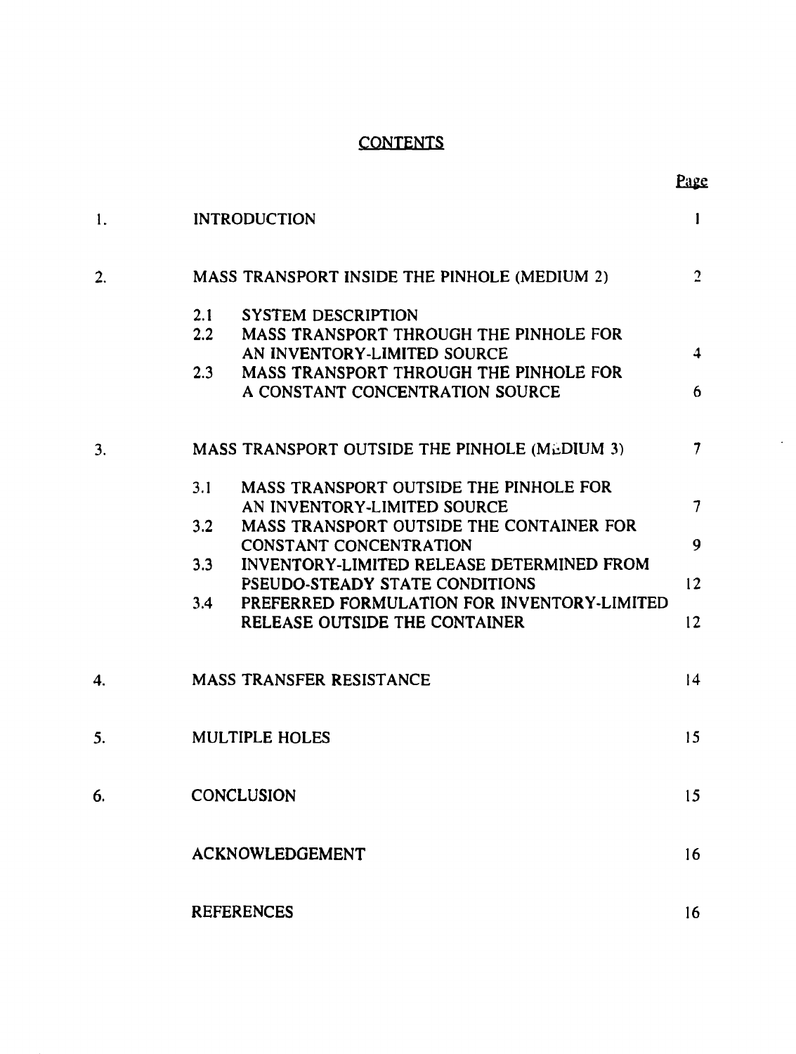# CONTENTS

| | | | Page |
|---|---|---|---|
| 1. | INTRODUCTION | | 1 |
| 2. | MASS TRANSPORT INSIDE THE PINHOLE (MEDIUM 2) | | 2 |
| | 2.1 | SYSTEM DESCRIPTION | |
| | 2.2 | MASS TRANSPORT THROUGH THE PINHOLE FOR AN INVENTORY-LIMITED SOURCE | 4 |
| | 2.3 | MASS TRANSPORT THROUGH THE PINHOLE FOR A CONSTANT CONCENTRATION SOURCE | 6 |
| 3. | MASS TRANSPORT OUTSIDE THE PINHOLE (MEDIUM 3) | | 7 |
| | 3.1 | MASS TRANSPORT OUTSIDE THE PINHOLE FOR AN INVENTORY-LIMITED SOURCE | 7 |
| | 3.2 | MASS TRANSPORT OUTSIDE THE CONTAINER FOR CONSTANT CONCENTRATION | 9 |
| | 3.3 | INVENTORY-LIMITED RELEASE DETERMINED FROM PSEUDO-STEADY STATE CONDITIONS | 12 |
| | 3.4 | PREFERRED FORMULATION FOR INVENTORY-LIMITED RELEASE OUTSIDE THE CONTAINER | 12 |
| 4. | MASS TRANSFER RESISTANCE | | 14 |
| 5. | MULTIPLE HOLES | | 15 |
| 6. | CONCLUSION | | 15 |
| | ACKNOWLEDGEMENT | | 16 |
| | REFERENCES | | 16 |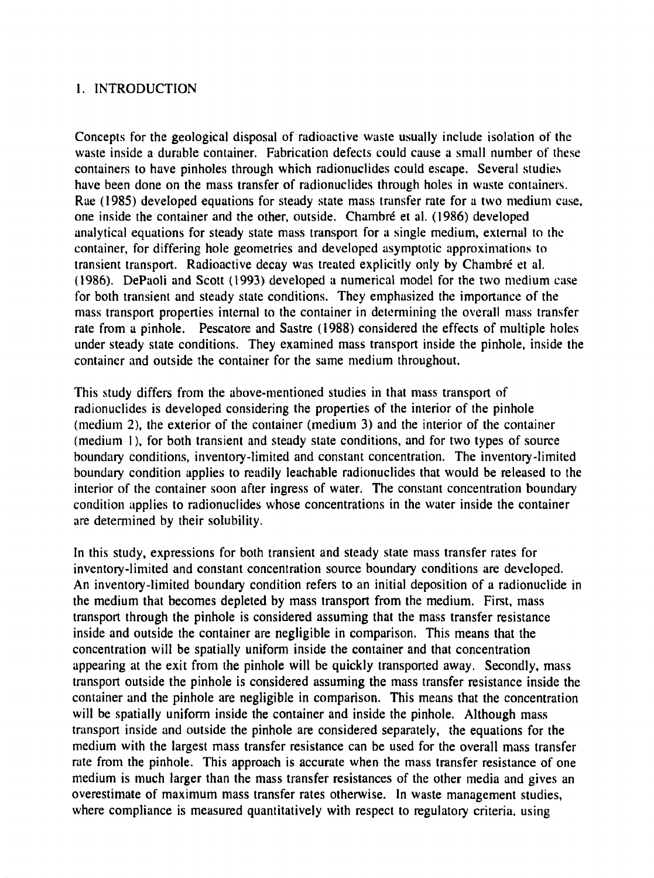# 1. INTRODUCTION

Concepts for the geological disposal of radioactive waste usually include isolation of the waste inside a durable container. Fabrication defects could cause a small number of these containers to have pinholes through which radionuclides could escape. Several studies have been done on the mass transfer of radionuclides through holes in waste containers. Rae (1985) developed equations for steady state mass transfer rate for a two medium case, one inside the container and the other, outside. Chambré et al. (1986) developed analytical equations for steady state mass transport for a single medium, external to the container, for differing hole geometries and developed asymptotic approximations to transient transport. Radioactive decay was treated explicitly only by Chambré et al. (1986). DePaoli and Scott (1993) developed a numerical model for the two medium case for both transient and steady state conditions. They emphasized the importance of the mass transport properties internal to the container in determining the overall mass transfer rate from a pinhole. Pescatore and Sastre (1988) considered the effects of multiple holes under steady state conditions. They examined mass transport inside the pinhole, inside the container and outside the container for the same medium throughout.

This study differs from the above-mentioned studies in that mass transport of radionuclides is developed considering the properties of the interior of the pinhole (medium 2), the exterior of the container (medium 3) and the interior of the container (medium 1), for both transient and steady state conditions, and for two types of source boundary conditions, inventory-limited and constant concentration. The inventory-limited boundary condition applies to readily leachable radionuclides that would be released to the interior of the container soon after ingress of water. The constant concentration boundary condition applies to radionuclides whose concentrations in the water inside the container are determined by their solubility.

In this study, expressions for both transient and steady state mass transfer rates for inventory-limited and constant concentration source boundary conditions are developed. An inventory-limited boundary condition refers to an initial deposition of a radionuclide in the medium that becomes depleted by mass transport from the medium. First, mass transport through the pinhole is considered assuming that the mass transfer resistance inside and outside the container are negligible in comparison. This means that the concentration will be spatially uniform inside the container and that concentration appearing at the exit from the pinhole will be quickly transported away. Secondly, mass transport outside the pinhole is considered assuming the mass transfer resistance inside the container and the pinhole are negligible in comparison. This means that the concentration will be spatially uniform inside the container and inside the pinhole. Although mass transport inside and outside the pinhole are considered separately, the equations for the medium with the largest mass transfer resistance can be used for the overall mass transfer rate from the pinhole. This approach is accurate when the mass transfer resistance of one medium is much larger than the mass transfer resistances of the other media and gives an overestimate of maximum mass transfer rates otherwise. In waste management studies, where compliance is measured quantitatively with respect to regulatory criteria, using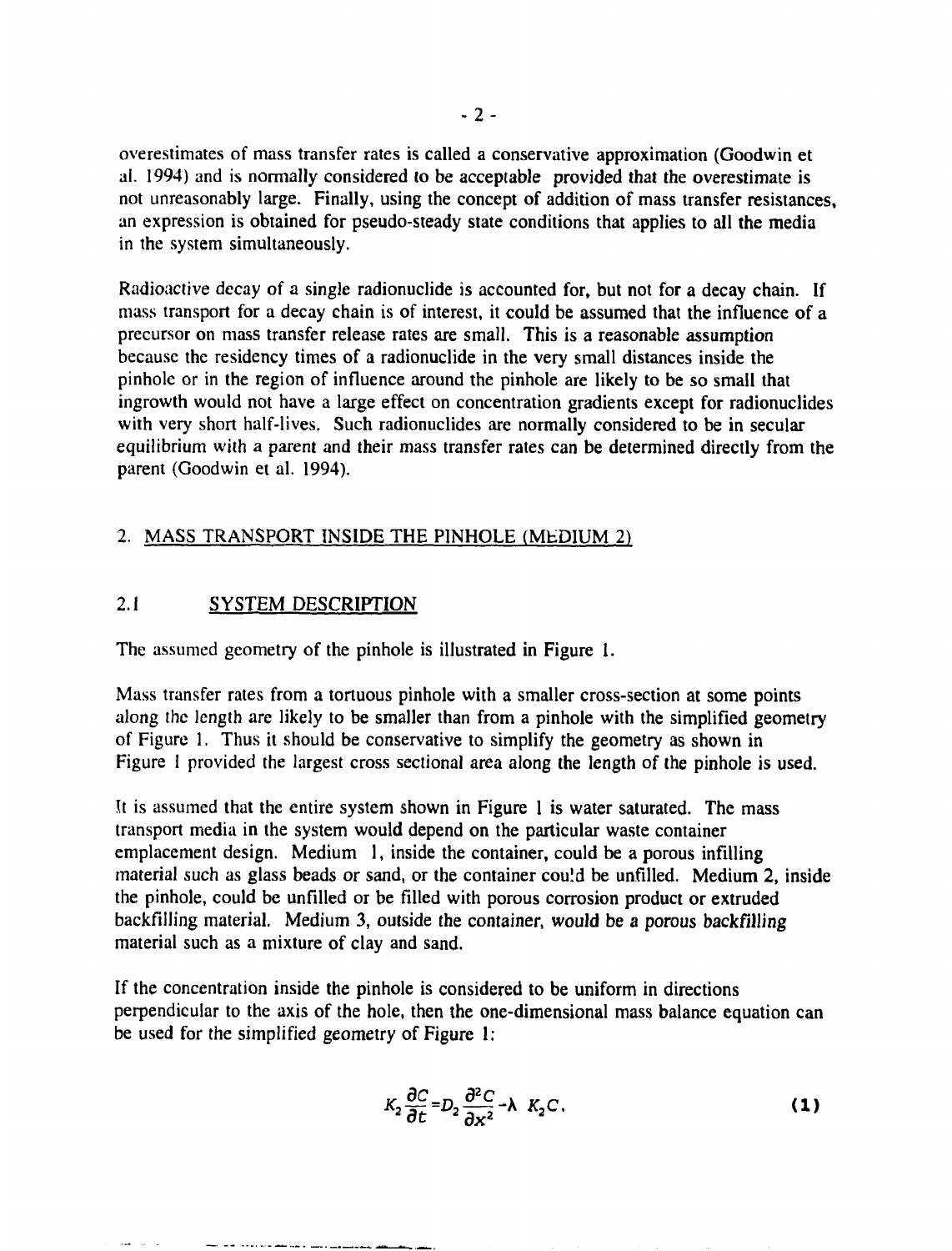overestimates of mass transfer rates is called a conservative approximation (Goodwin et al. 1994) and is normally considered to be acceptable provided that the overestimate is not unreasonably large. Finally, using the concept of addition of mass transfer resistances, an expression is obtained for pseudo-steady state conditions that applies to all the media in the system simultaneously.

Radioactive decay of a single radionuclide is accounted for, but not for a decay chain. If mass transport for a decay chain is of interest, it could be assumed that the influence of a precursor on mass transfer release rates are small. This is a reasonable assumption because the residency times of a radionuclide in the very small distances inside the pinhole or in the region of influence around the pinhole are likely to be so small that ingrowth would not have a large effect on concentration gradients except for radionuclides with very short half-lives. Such radionuclides are normally considered to be in secular equilibrium with a parent and their mass transfer rates can be determined directly from the parent (Goodwin et al. 1994).

## 2. MASS TRANSPORT INSIDE THE PINHOLE (MEDIUM 2)

### 2.1 SYSTEM DESCRIPTION

The assumed geometry of the pinhole is illustrated in Figure 1.

Mass transfer rates from a tortuous pinhole with a smaller cross-section at some points along the length are likely to be smaller than from a pinhole with the simplified geometry of Figure 1. Thus it should be conservative to simplify the geometry as shown in Figure 1 provided the largest cross sectional area along the length of the pinhole is used.

It is assumed that the entire system shown in Figure 1 is water saturated. The mass transport media in the system would depend on the particular waste container emplacement design. Medium 1, inside the container, could be a porous infilling material such as glass beads or sand, or the container could be unfilled. Medium 2, inside the pinhole, could be unfilled or be filled with porous corrosion product or extruded backfilling material. Medium 3, outside the container, would be a porous backfilling material such as a mixture of clay and sand.

If the concentration inside the pinhole is considered to be uniform in directions perpendicular to the axis of the hole, then the one-dimensional mass balance equation can be used for the simplified geometry of Figure 1:

$$K_2 \frac{\partial C}{\partial t} = D_2 \frac{\partial^2 C}{\partial x^2} - \lambda \; K_2 C. \tag{1}$$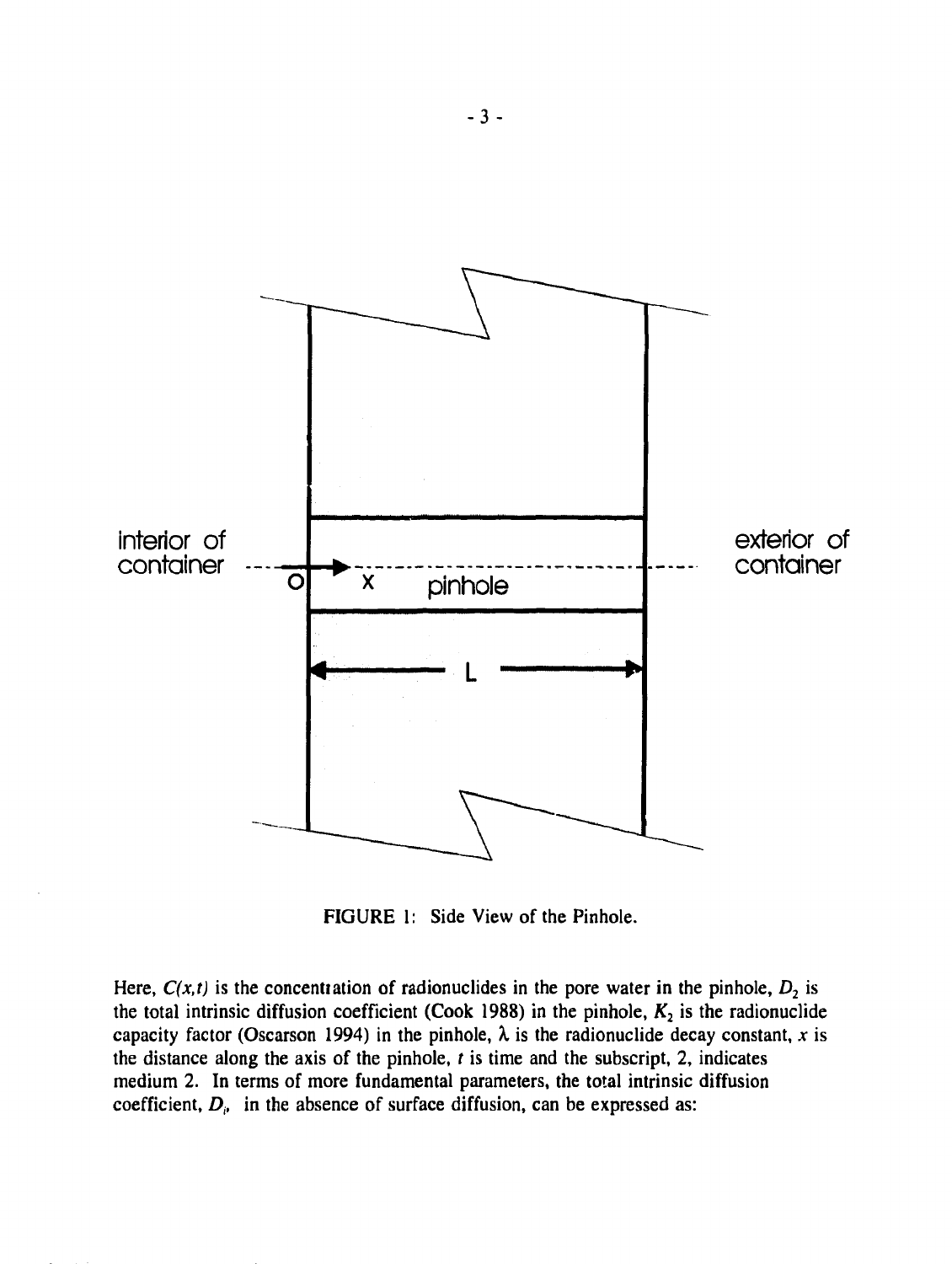interior of container

o

x

pinhole

exterior of container

L

FIGURE 1: Side View of the Pinhole.

Here, $C(x,t)$ is the concentration of radionuclides in the pore water in the pinhole, $D_2$ is the total intrinsic diffusion coefficient (Cook 1988) in the pinhole, $K_2$ is the radionuclide capacity factor (Oscarson 1994) in the pinhole, $\lambda$ is the radionuclide decay constant, $x$ is the distance along the axis of the pinhole, $t$ is time and the subscript, 2, indicates medium 2. In terms of more fundamental parameters, the total intrinsic diffusion coefficient, $D_i$, in the absence of surface diffusion, can be expressed as: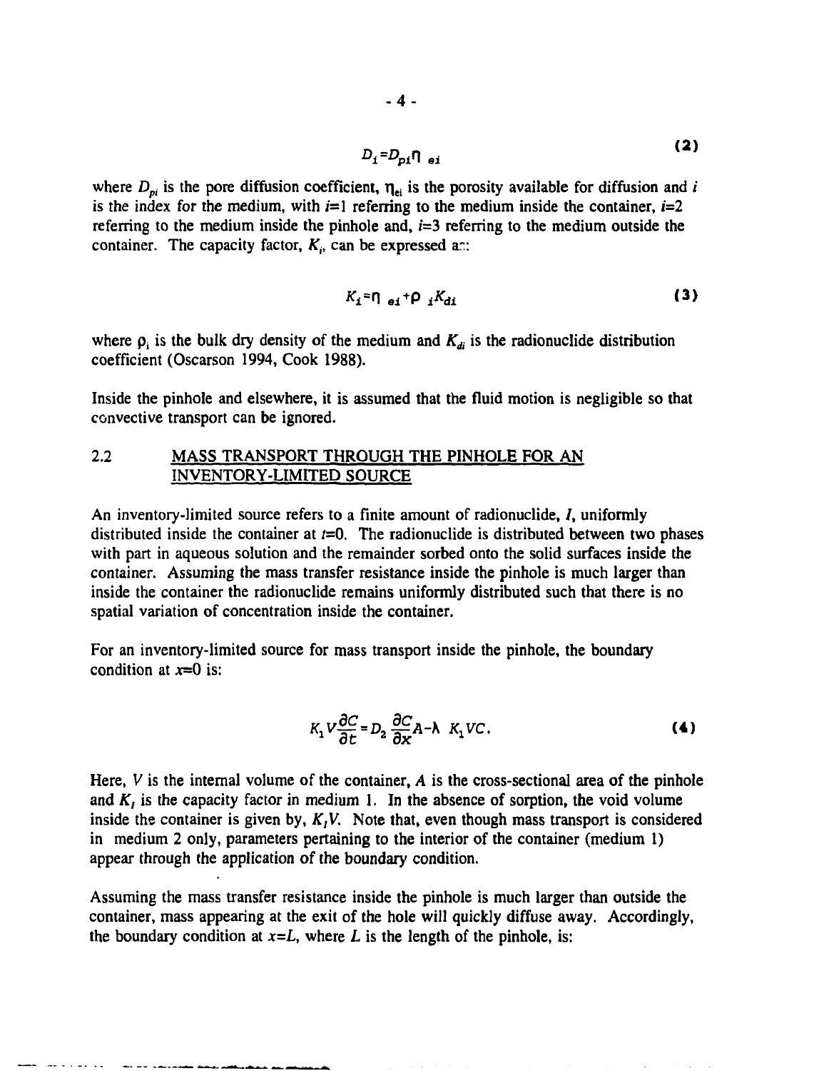$$D_i = D_{pi}\eta_{ei} \tag{2}$$

where $D_{pi}$ is the pore diffusion coefficient, $\eta_{ei}$ is the porosity available for diffusion and $i$ is the index for the medium, with $i$=1 referring to the medium inside the container, $i$=2 referring to the medium inside the pinhole and, $i$=3 referring to the medium outside the container. The capacity factor, $K_i$, can be expressed as:

$$K_i = \eta_{ei} + \rho_i K_{di} \tag{3}$$

where $\rho_i$ is the bulk dry density of the medium and $K_{di}$ is the radionuclide distribution coefficient (Oscarson 1994, Cook 1988).

Inside the pinhole and elsewhere, it is assumed that the fluid motion is negligible so that convective transport can be ignored.

## 2.2 MASS TRANSPORT THROUGH THE PINHOLE FOR AN INVENTORY-LIMITED SOURCE

An inventory-limited source refers to a finite amount of radionuclide, $I$, uniformly distributed inside the container at $t$=0. The radionuclide is distributed between two phases with part in aqueous solution and the remainder sorbed onto the solid surfaces inside the container. Assuming the mass transfer resistance inside the pinhole is much larger than inside the container the radionuclide remains uniformly distributed such that there is no spatial variation of concentration inside the container.

For an inventory-limited source for mass transport inside the pinhole, the boundary condition at $x$=0 is:

$$K_1 V \frac{\partial C}{\partial t} = D_2 \frac{\partial C}{\partial x} A - \lambda K_1 V C. \tag{4}$$

Here, $V$ is the internal volume of the container, $A$ is the cross-sectional area of the pinhole and $K_1$ is the capacity factor in medium 1. In the absence of sorption, the void volume inside the container is given by, $K_1 V$. Note that, even though mass transport is considered in medium 2 only, parameters pertaining to the interior of the container (medium 1) appear through the application of the boundary condition.

Assuming the mass transfer resistance inside the pinhole is much larger than outside the container, mass appearing at the exit of the hole will quickly diffuse away. Accordingly, the boundary condition at $x=L$, where $L$ is the length of the pinhole, is: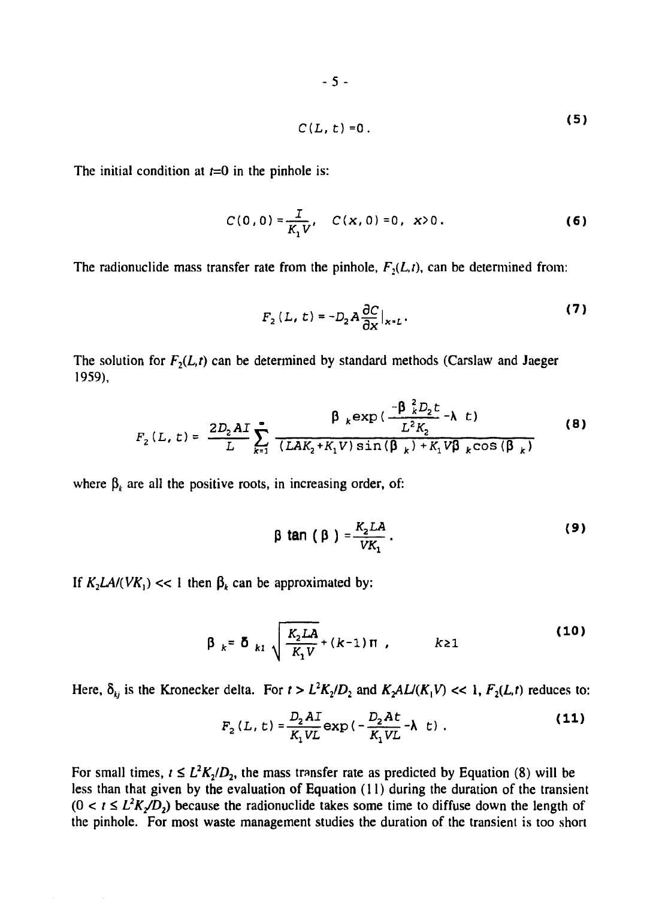$$C(L,t) = 0 . \tag{5}$$

The initial condition at $t$=0 in the pinhole is:

$$C(0,0) = \frac{I}{K_1 V}, \quad C(x,0) = 0, \quad x > 0 . \tag{6}$$

The radionuclide mass transfer rate from the pinhole, $F_2(L,t)$, can be determined from:

$$F_2(L,t) = -D_2 A \frac{\partial C}{\partial x}\Big|_{x=L} . \tag{7}$$

The solution for $F_2(L,t)$ can be determined by standard methods (Carslaw and Jaeger 1959),

$$F_2(L,t) = \frac{2 D_2 A I}{L} \sum_{k=1}^{\infty} \frac{\beta_k \exp\left(\frac{-\beta_k^2 D_2 t}{L^2 K_2} - \lambda\, t\right)}{(LAK_2 + K_1 V)\sin(\beta_k) + K_1 V \beta_k \cos(\beta_k)} \tag{8}$$

where $\beta_k$ are all the positive roots, in increasing order, of:

$$\beta \tan(\beta) = \frac{K_2 L A}{V K_1} . \tag{9}$$

If $K_2 LA/(VK_1) << 1$ then $\beta_k$ can be approximated by:

$$\beta_k = \delta_{k1} \sqrt{\frac{K_2 L A}{K_1 V}} + (k-1)\pi , \qquad k \geq 1 \tag{10}$$

Here, $\delta_{kj}$ is the Kronecker delta. For $t > L^2 K_2/D_2$ and $K_2 AL/(K_1 V) << 1$, $F_2(L,t)$ reduces to:

$$F_2(L,t) = \frac{D_2 A I}{K_1 V L} \exp\left(-\frac{D_2 A t}{K_1 V L} - \lambda\, t\right) . \tag{11}$$

For small times, $t \leq L^2 K_2/D_2$, the mass transfer rate as predicted by Equation (8) will be less than that given by the evaluation of Equation (11) during the duration of the transient ($0 < t \leq L^2 K_2/D_2$) because the radionuclide takes some time to diffuse down the length of the pinhole. For most waste management studies the duration of the transient is too short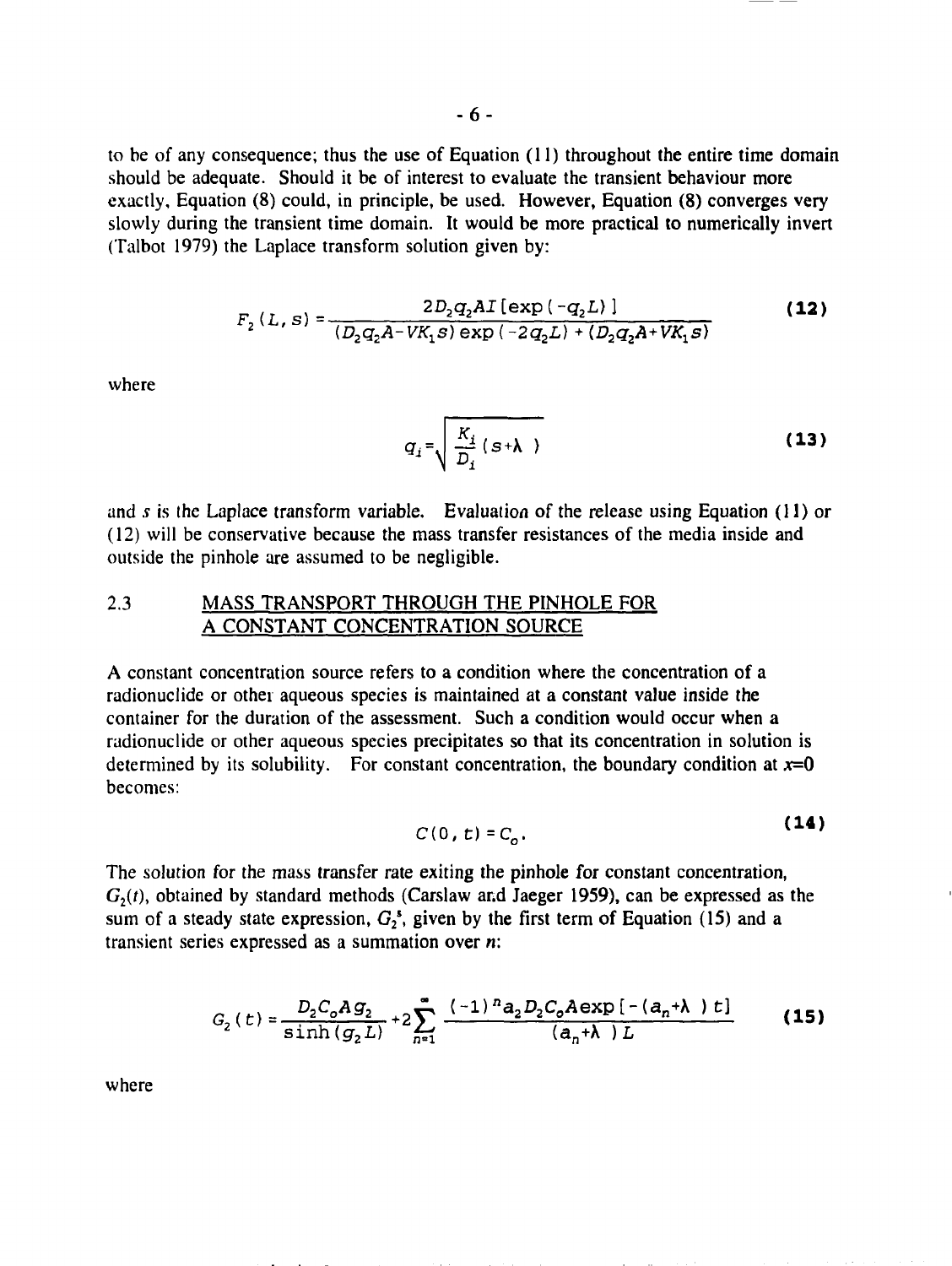to be of any consequence; thus the use of Equation (11) throughout the entire time domain should be adequate. Should it be of interest to evaluate the transient behaviour more exactly, Equation (8) could, in principle, be used. However, Equation (8) converges very slowly during the transient time domain. It would be more practical to numerically invert (Talbot 1979) the Laplace transform solution given by:

$$F_2(L,s) = \frac{2D_2 q_2 A I[\exp(-q_2 L)]}{(D_2 q_2 A - VK_1 s)\exp(-2q_2 L) + (D_2 q_2 A + VK_1 s)} \tag{12}$$

where

$$q_i = \sqrt{\frac{K_i}{D_i}(s+\lambda)} \tag{13}$$

and $s$ is the Laplace transform variable. Evaluation of the release using Equation (11) or (12) will be conservative because the mass transfer resistances of the media inside and outside the pinhole are assumed to be negligible.

## 2.3 MASS TRANSPORT THROUGH THE PINHOLE FOR A CONSTANT CONCENTRATION SOURCE

A constant concentration source refers to a condition where the concentration of a radionuclide or other aqueous species is maintained at a constant value inside the container for the duration of the assessment. Such a condition would occur when a radionuclide or other aqueous species precipitates so that its concentration in solution is determined by its solubility. For constant concentration, the boundary condition at $x$=0 becomes:

$$C(0,t) = C_o. \tag{14}$$

The solution for the mass transfer rate exiting the pinhole for constant concentration, $G_2(t)$, obtained by standard methods (Carslaw and Jaeger 1959), can be expressed as the sum of a steady state expression, $G_2^s$, given by the first term of Equation (15) and a transient series expressed as a summation over $n$:

$$G_2(t) = \frac{D_2 C_o A g_2}{\sinh(g_2 L)} + 2\sum_{n=1}^{\infty} \frac{(-1)^n a_2 D_2 C_o A \exp[-(a_n+\lambda)t]}{(a_n+\lambda)L} \tag{15}$$

where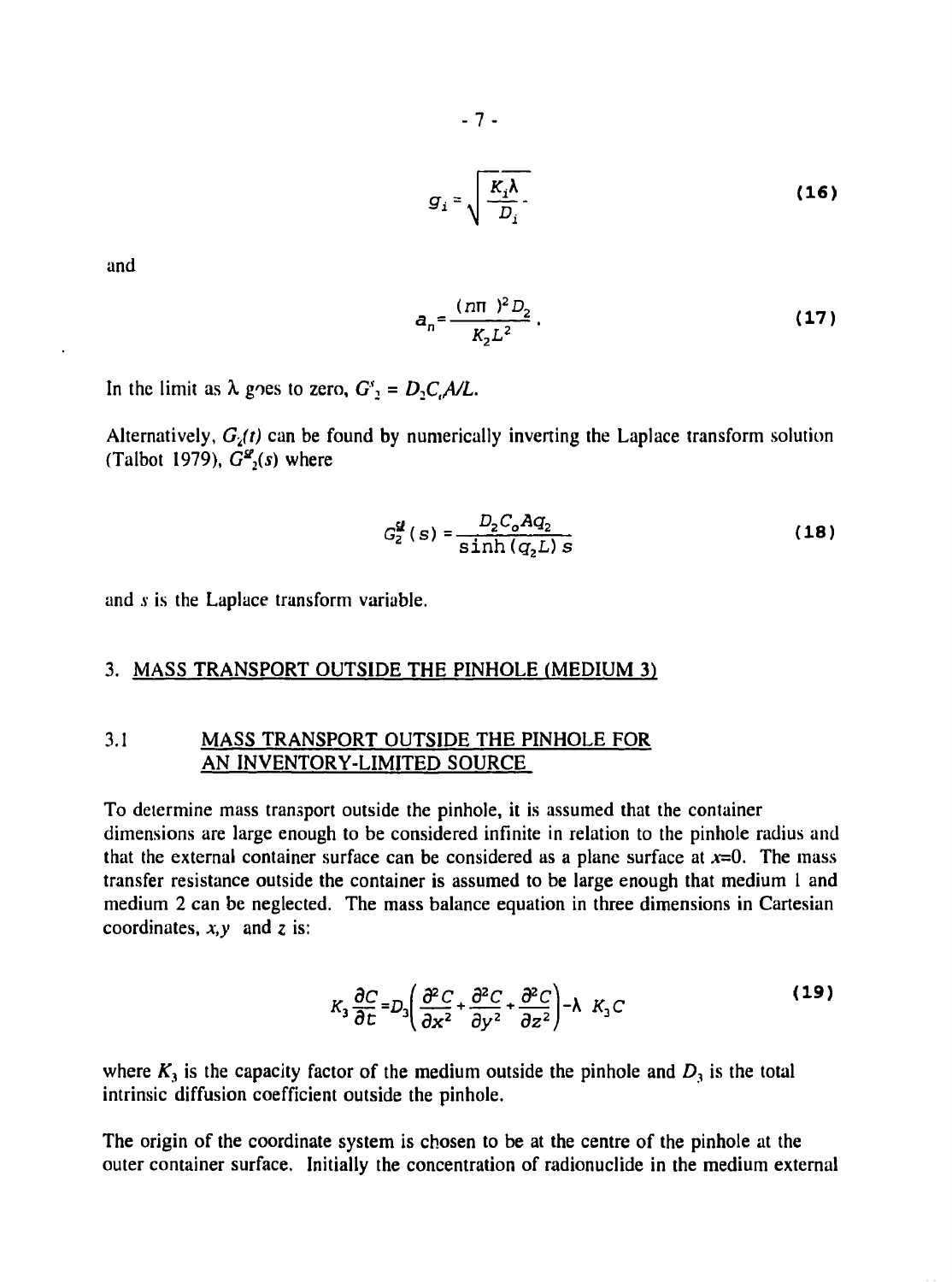$$g_i = \sqrt{\frac{K_i \lambda}{D_i}}. \tag{16}$$

and

$$a_n = \frac{(n\pi)^2 D_2}{K_2 L^2}. \tag{17}$$

In the limit as $\lambda$ goes to zero, $G'_2 = D_2 C_o A / L$.

Alternatively, $G_2(t)$ can be found by numerically inverting the Laplace transform solution (Talbot 1979), $G^{\mathscr{L}}_2(s)$ where

$$G_2^{\mathscr{L}}(s) = \frac{D_2 C_o A q_2}{\sinh(q_2 L)\, s} \tag{18}$$

and $s$ is the Laplace transform variable.

## 3. MASS TRANSPORT OUTSIDE THE PINHOLE (MEDIUM 3)

### 3.1 MASS TRANSPORT OUTSIDE THE PINHOLE FOR AN INVENTORY-LIMITED SOURCE

To determine mass transport outside the pinhole, it is assumed that the container dimensions are large enough to be considered infinite in relation to the pinhole radius and that the external container surface can be considered as a plane surface at $x$=0. The mass transfer resistance outside the container is assumed to be large enough that medium 1 and medium 2 can be neglected. The mass balance equation in three dimensions in Cartesian coordinates, $x, y$ and $z$ is:

$$K_3 \frac{\partial C}{\partial t} = D_3 \left( \frac{\partial^2 C}{\partial x^2} + \frac{\partial^2 C}{\partial y^2} + \frac{\partial^2 C}{\partial z^2} \right) - \lambda\ K_3 C \tag{19}$$

where $K_3$ is the capacity factor of the medium outside the pinhole and $D_3$ is the total intrinsic diffusion coefficient outside the pinhole.

The origin of the coordinate system is chosen to be at the centre of the pinhole at the outer container surface. Initially the concentration of radionuclide in the medium external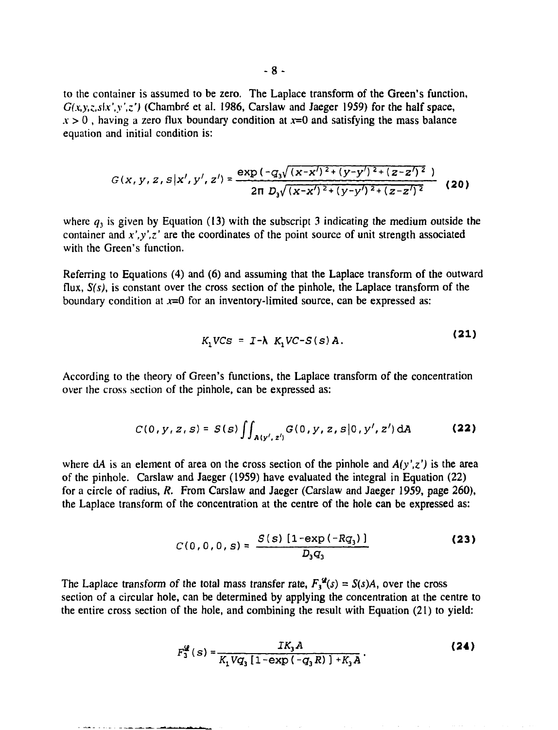to the container is assumed to be zero. The Laplace transform of the Green's function, $G(x,y,z,s|x',y',z')$ (Chambré et al. 1986, Carslaw and Jaeger 1959) for the half space, $x > 0$, having a zero flux boundary condition at $x$=0 and satisfying the mass balance equation and initial condition is:

$$G(x,y,z,s|x',y',z') = \frac{\exp\left(-q_3\sqrt{(x-x')^2+(y-y')^2+(z-z')^2}\right)}{2\pi\, D_3\sqrt{(x-x')^2+(y-y')^2+(z-z')^2}} \tag{20}$$

where $q_3$ is given by Equation (13) with the subscript 3 indicating the medium outside the container and $x',y',z'$ are the coordinates of the point source of unit strength associated with the Green's function.

Referring to Equations (4) and (6) and assuming that the Laplace transform of the outward flux, $S(s)$, is constant over the cross section of the pinhole, the Laplace transform of the boundary condition at $x$=0 for an inventory-limited source, can be expressed as:

$$K_1 VCs = I - \lambda\, K_1 VC - S(s)A. \tag{21}$$

According to the theory of Green's functions, the Laplace transform of the concentration over the cross section of the pinhole, can be expressed as:

$$C(0,y,z,s) = S(s)\iint_{A(y',z')} G(0,y,z,s|0,y',z')\,dA \tag{22}$$

where $dA$ is an element of area on the cross section of the pinhole and $A(y',z')$ is the area of the pinhole. Carslaw and Jaeger (1959) have evaluated the integral in Equation (22) for a circle of radius, $R$. From Carslaw and Jaeger (Carslaw and Jaeger 1959, page 260), the Laplace transform of the concentration at the centre of the hole can be expressed as:

$$C(0,0,0,s) = \frac{S(s)\,[1-\exp(-Rq_3)]}{D_3 q_3} \tag{23}$$

The Laplace transform of the total mass transfer rate, $F_3^{\mathcal{L}}(s) = S(s)A$, over the cross section of a circular hole, can be determined by applying the concentration at the centre to the entire cross section of the hole, and combining the result with Equation (21) to yield:

$$F_3^{\mathcal{L}}(s) = \frac{IK_3 A}{K_1 Vq_3\,[1-\exp(-q_3 R)] + K_3 A}. \tag{24}$$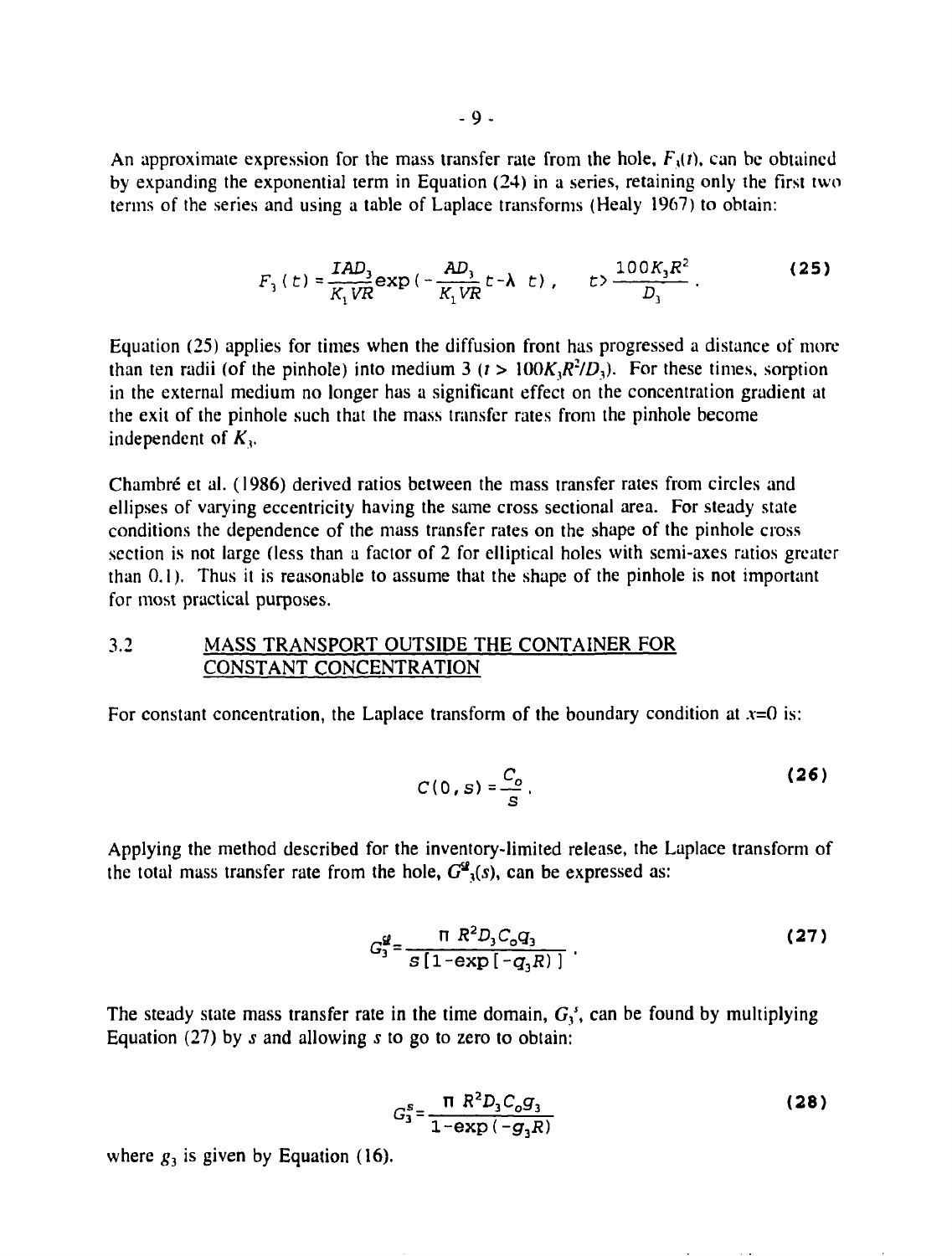An approximate expression for the mass transfer rate from the hole, $F_3(t)$, can be obtained by expanding the exponential term in Equation (24) in a series, retaining only the first two terms of the series and using a table of Laplace transforms (Healy 1967) to obtain:

$$F_3(t) = \frac{IAD_3}{K_1 VR} \exp\left(-\frac{AD_3}{K_1 VR} t - \lambda \ t\right), \qquad t > \frac{100 K_3 R^2}{D_3}. \tag{25}$$

Equation (25) applies for times when the diffusion front has progressed a distance of more than ten radii (of the pinhole) into medium 3 ($t > 100K_3R^2/D_3$). For these times, sorption in the external medium no longer has a significant effect on the concentration gradient at the exit of the pinhole such that the mass transfer rates from the pinhole become independent of $K_3$.

Chambré et al. (1986) derived ratios between the mass transfer rates from circles and ellipses of varying eccentricity having the same cross sectional area. For steady state conditions the dependence of the mass transfer rates on the shape of the pinhole cross section is not large (less than a factor of 2 for elliptical holes with semi-axes ratios greater than 0.1). Thus it is reasonable to assume that the shape of the pinhole is not important for most practical purposes.

## 3.2 MASS TRANSPORT OUTSIDE THE CONTAINER FOR CONSTANT CONCENTRATION

For constant concentration, the Laplace transform of the boundary condition at $x=0$ is:

$$C(0,s) = \frac{C_o}{s}. \tag{26}$$

Applying the method described for the inventory-limited release, the Laplace transform of the total mass transfer rate from the hole, $G^{\mathcal{L}}_3(s)$, can be expressed as:

$$G^{\mathcal{L}}_3 = \frac{\pi R^2 D_3 C_o q_3}{s[1-\exp[-q_3 R)]}. \tag{27}$$

The steady state mass transfer rate in the time domain, $G_3^s$, can be found by multiplying Equation (27) by $s$ and allowing $s$ to go to zero to obtain:

$$G^s_3 = \frac{\pi R^2 D_3 C_o g_3}{1-\exp(-g_3 R)} \tag{28}$$

where $g_3$ is given by Equation (16).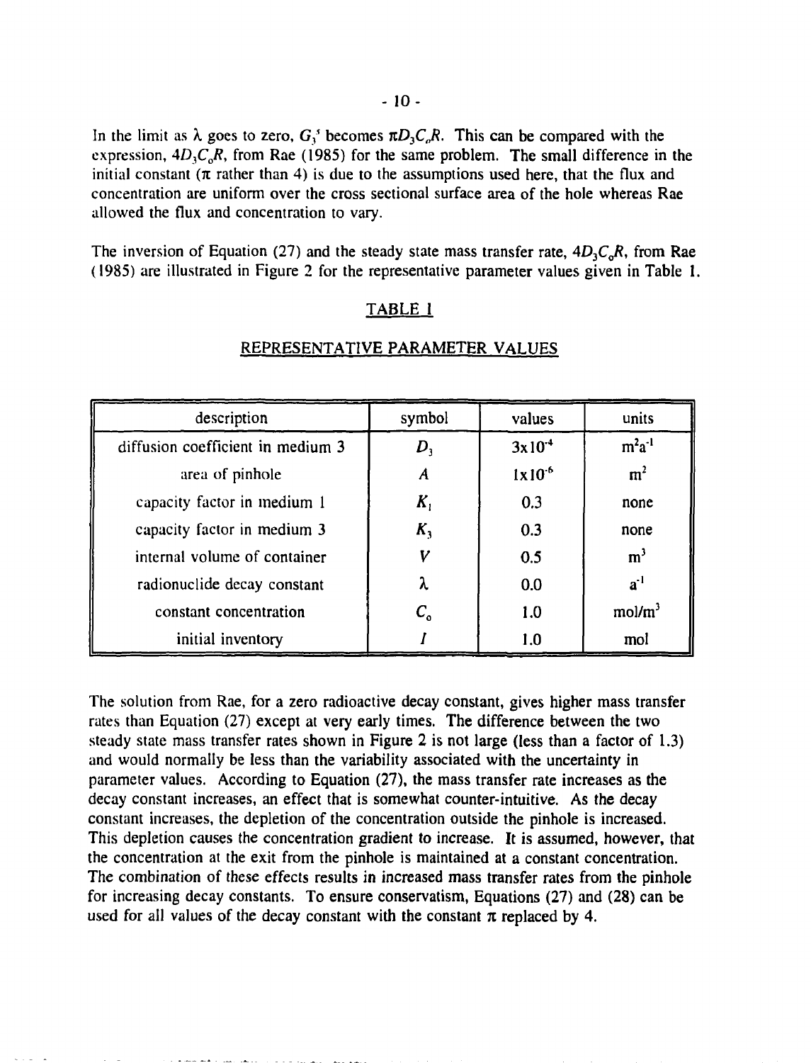In the limit as $\lambda$ goes to zero, $G_3^s$ becomes $\pi D_3 C_o R$. This can be compared with the expression, $4D_3C_oR$, from Rae (1985) for the same problem. The small difference in the initial constant ($\pi$ rather than 4) is due to the assumptions used here, that the flux and concentration are uniform over the cross sectional surface area of the hole whereas Rae allowed the flux and concentration to vary.

The inversion of Equation (27) and the steady state mass transfer rate, $4D_3C_oR$, from Rae (1985) are illustrated in Figure 2 for the representative parameter values given in Table 1.

## TABLE 1

## REPRESENTATIVE PARAMETER VALUES

| description | symbol | values | units |
|---|---|---|---|
| diffusion coefficient in medium 3 | $D_3$ | $3 \times 10^{-4}$ | $m^2a^{-1}$ |
| area of pinhole | $A$ | $1 \times 10^{-6}$ | $m^2$ |
| capacity factor in medium 1 | $K_1$ | 0.3 | none |
| capacity factor in medium 3 | $K_3$ | 0.3 | none |
| internal volume of container | $V$ | 0.5 | $m^3$ |
| radionuclide decay constant | $\lambda$ | 0.0 | $a^{-1}$ |
| constant concentration | $C_o$ | 1.0 | $mol/m^3$ |
| initial inventory | $I$ | 1.0 | mol |

The solution from Rae, for a zero radioactive decay constant, gives higher mass transfer rates than Equation (27) except at very early times. The difference between the two steady state mass transfer rates shown in Figure 2 is not large (less than a factor of 1.3) and would normally be less than the variability associated with the uncertainty in parameter values. According to Equation (27), the mass transfer rate increases as the decay constant increases, an effect that is somewhat counter-intuitive. As the decay constant increases, the depletion of the concentration outside the pinhole is increased. This depletion causes the concentration gradient to increase. It is assumed, however, that the concentration at the exit from the pinhole is maintained at a constant concentration. The combination of these effects results in increased mass transfer rates from the pinhole for increasing decay constants. To ensure conservatism, Equations (27) and (28) can be used for all values of the decay constant with the constant $\pi$ replaced by 4.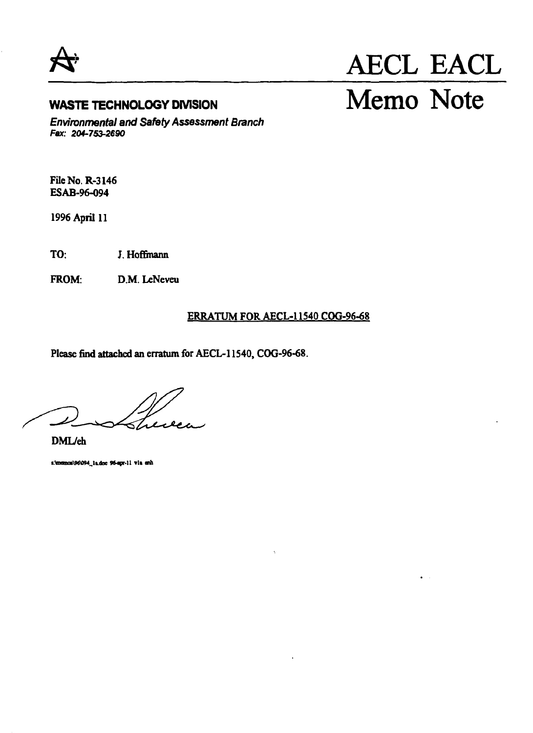# AECL EACL

## Memo Note

**WASTE TECHNOLOGY DIVISION**

*Environmental and Safety Assessment Branch*
*Fax: 204-753-2690*

File No. R-3146
ESAB-96-094

1996 April 11

**TO:** J. Hoffmann

**FROM:** D.M. LeNeveu

**ERRATUM FOR AECL-11540 COG-96-68**

Please find attached an erratum for AECL-11540, COG-96-68.

DML/eh

s:\memos\96\094_1a.doc 96-apr-11 vla enh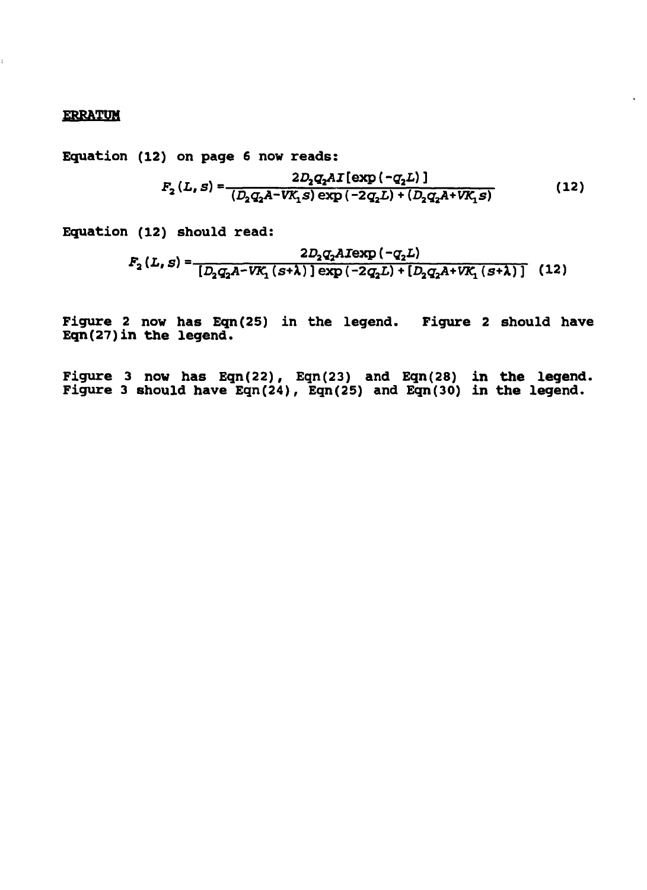## ERRATUM

**Equation (12) on page 6 now reads:**

$$F_2(L,s) = \frac{2D_2q_2AI[\exp(-q_2L)]}{(D_2q_2A - VK_1s)\exp(-2q_2L) + (D_2q_2A + VK_1s)} \tag{12}$$

**Equation (12) should read:**

$$F_2(L,s) = \frac{2D_2q_2AI\exp(-q_2L)}{[D_2q_2A - VK_1(s+\lambda)]\exp(-2q_2L) + [D_2q_2A + VK_1(s+\lambda)]} \tag{12}$$

**Figure 2 now has Eqn(25) in the legend. Figure 2 should have Eqn(27) in the legend.**

**Figure 3 now has Eqn(22), Eqn(23) and Eqn(28) in the legend. Figure 3 should have Eqn(24), Eqn(25) and Eqn(30) in the legend.**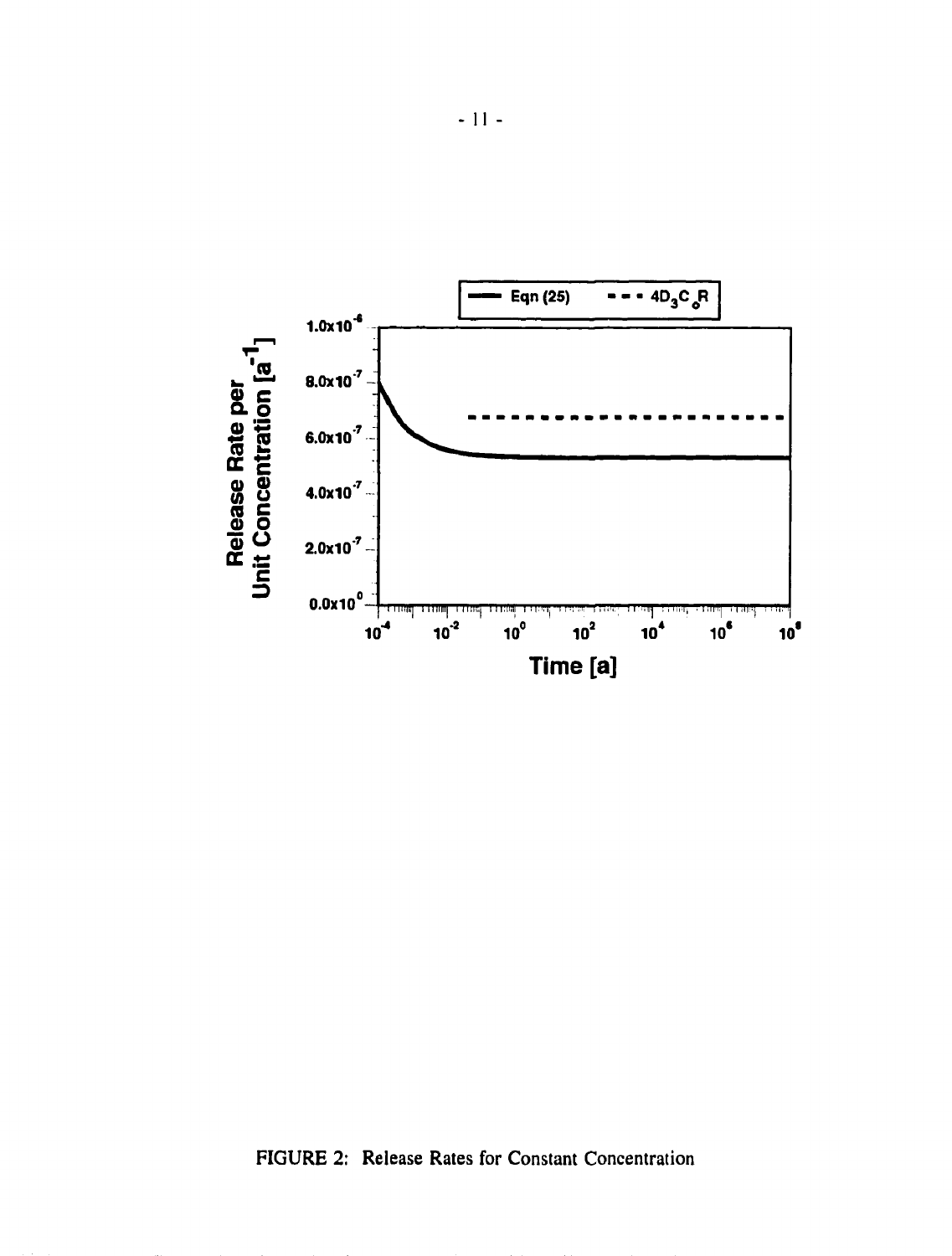FIGURE 2: Release Rates for Constant Concentration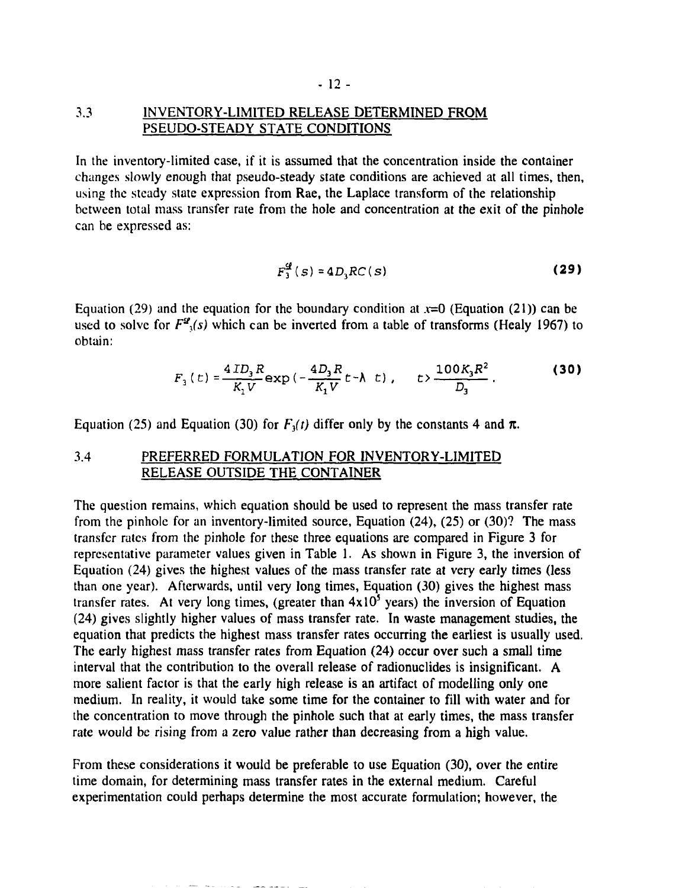## 3.3 INVENTORY-LIMITED RELEASE DETERMINED FROM PSEUDO-STEADY STATE CONDITIONS

In the inventory-limited case, if it is assumed that the concentration inside the container changes slowly enough that pseudo-steady state conditions are achieved at all times, then, using the steady state expression from Rae, the Laplace transform of the relationship between total mass transfer rate from the hole and concentration at the exit of the pinhole can be expressed as:

$$F_3^{\mathscr{L}}(s) = 4D_3RC(s) \tag{29}$$

Equation (29) and the equation for the boundary condition at $x$=0 (Equation (21)) can be used to solve for $F^{\mathscr{L}}_3(s)$ which can be inverted from a table of transforms (Healy 1967) to obtain:

$$F_3(t) = \frac{4ID_3R}{K_1V}\exp\left(-\frac{4D_3R}{K_1V}t - \lambda\ t\right), \quad t > \frac{100K_3R^2}{D_3}. \tag{30}$$

Equation (25) and Equation (30) for $F_3(t)$ differ only by the constants 4 and $\pi$.

## 3.4 PREFERRED FORMULATION FOR INVENTORY-LIMITED RELEASE OUTSIDE THE CONTAINER

The question remains, which equation should be used to represent the mass transfer rate from the pinhole for an inventory-limited source, Equation (24), (25) or (30)? The mass transfer rates from the pinhole for these three equations are compared in Figure 3 for representative parameter values given in Table 1. As shown in Figure 3, the inversion of Equation (24) gives the highest values of the mass transfer rate at very early times (less than one year). Afterwards, until very long times, Equation (30) gives the highest mass transfer rates. At very long times, (greater than $4 \times 10^5$ years) the inversion of Equation (24) gives slightly higher values of mass transfer rate. In waste management studies, the equation that predicts the highest mass transfer rates occurring the earliest is usually used. The early highest mass transfer rates from Equation (24) occur over such a small time interval that the contribution to the overall release of radionuclides is insignificant. A more salient factor is that the early high release is an artifact of modelling only one medium. In reality, it would take some time for the container to fill with water and for the concentration to move through the pinhole such that at early times, the mass transfer rate would be rising from a zero value rather than decreasing from a high value.

From these considerations it would be preferable to use Equation (30), over the entire time domain, for determining mass transfer rates in the external medium. Careful experimentation could perhaps determine the most accurate formulation; however, the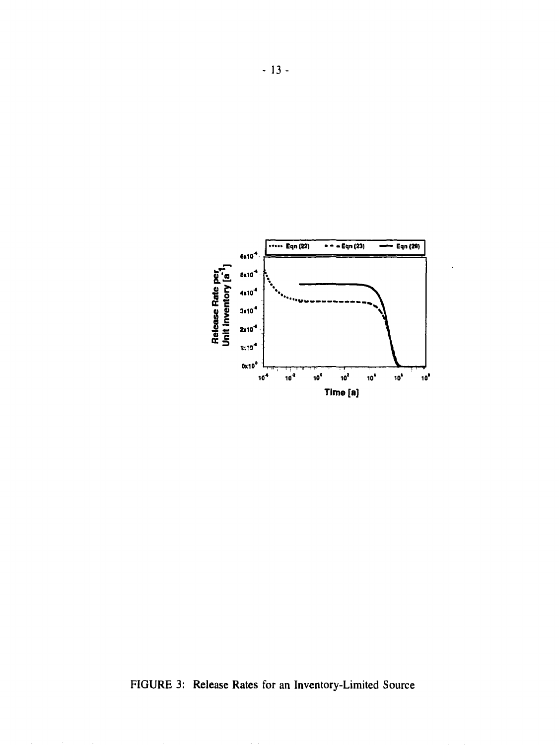Eqn (22)
Eqn (23)
Eqn (28)

Release Rate per Unit Inventory [a$^{-1}$]

6x10$^{-4}$
5x10$^{-4}$
4x10$^{-4}$
3x10$^{-4}$
2x10$^{-4}$
1x10$^{-4}$
0x10$^{0}$

10$^{-4}$
10$^{-2}$
10$^{0}$
10$^{2}$
10$^{4}$
10$^{6}$
10$^{8}$

Time [a]

FIGURE 3: Release Rates for an Inventory-Limited Source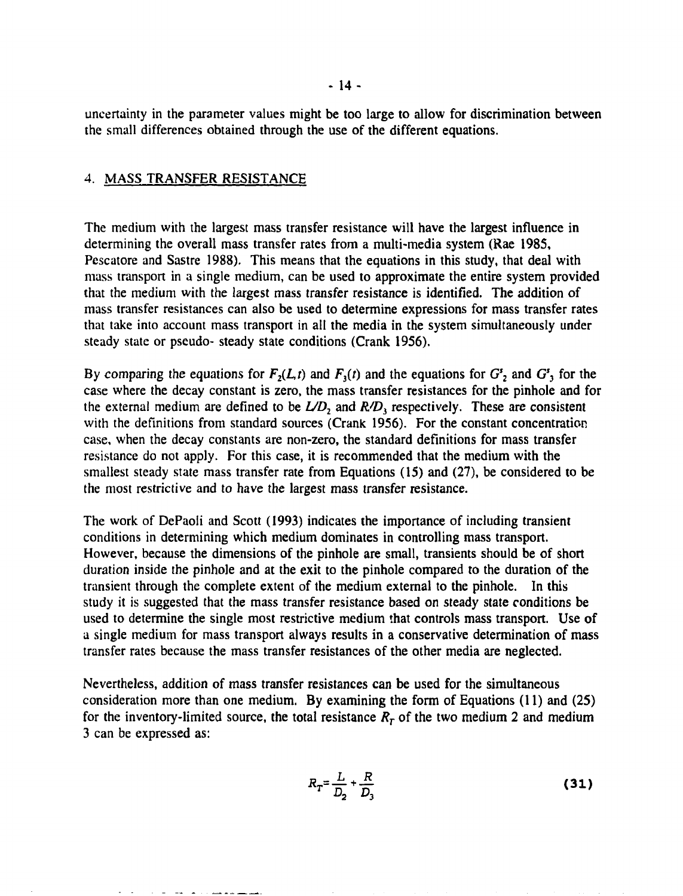uncertainty in the parameter values might be too large to allow for discrimination between the small differences obtained through the use of the different equations.

## 4. MASS TRANSFER RESISTANCE

The medium with the largest mass transfer resistance will have the largest influence in determining the overall mass transfer rates from a multi-media system (Rae 1985, Pescatore and Sastre 1988). This means that the equations in this study, that deal with mass transport in a single medium, can be used to approximate the entire system provided that the medium with the largest mass transfer resistance is identified. The addition of mass transfer resistances can also be used to determine expressions for mass transfer rates that take into account mass transport in all the media in the system simultaneously under steady state or pseudo- steady state conditions (Crank 1956).

By comparing the equations for $F_2(L,t)$ and $F_3(t)$ and the equations for $G'_2$ and $G'_3$ for the case where the decay constant is zero, the mass transfer resistances for the pinhole and for the external medium are defined to be $L/D_2$ and $R/D_3$ respectively. These are consistent with the definitions from standard sources (Crank 1956). For the constant concentration case, when the decay constants are non-zero, the standard definitions for mass transfer resistance do not apply. For this case, it is recommended that the medium with the smallest steady state mass transfer rate from Equations (15) and (27), be considered to be the most restrictive and to have the largest mass transfer resistance.

The work of DePaoli and Scott (1993) indicates the importance of including transient conditions in determining which medium dominates in controlling mass transport. However, because the dimensions of the pinhole are small, transients should be of short duration inside the pinhole and at the exit to the pinhole compared to the duration of the transient through the complete extent of the medium external to the pinhole. In this study it is suggested that the mass transfer resistance based on steady state conditions be used to determine the single most restrictive medium that controls mass transport. Use of a single medium for mass transport always results in a conservative determination of mass transfer rates because the mass transfer resistances of the other media are neglected.

Nevertheless, addition of mass transfer resistances can be used for the simultaneous consideration more than one medium. By examining the form of Equations (11) and (25) for the inventory-limited source, the total resistance $R_T$ of the two medium 2 and medium 3 can be expressed as:

$$R_T = \frac{L}{D_2} + \frac{R}{D_3} \tag{31}$$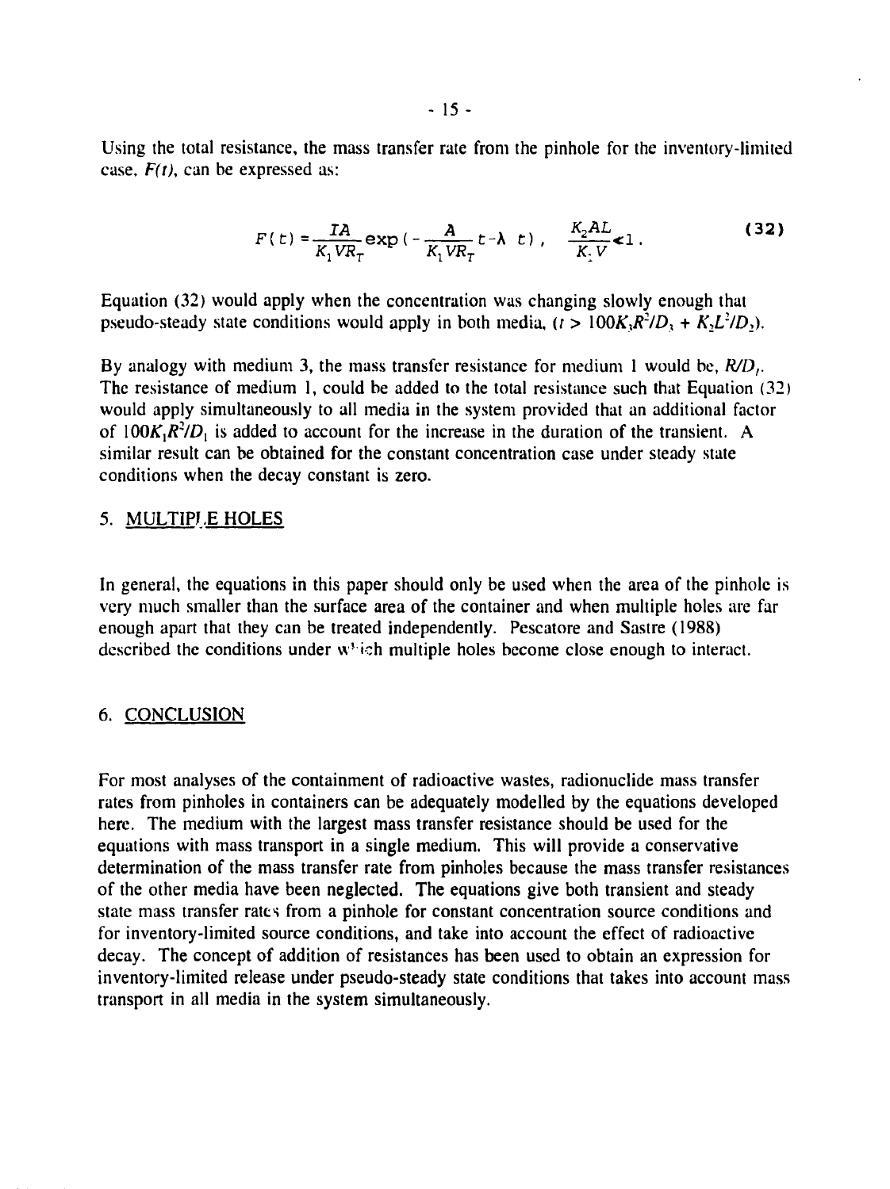Using the total resistance, the mass transfer rate from the pinhole for the inventory-limited case, $F(t)$, can be expressed as:

$$F(t) = \frac{IA}{K_1 V R_T} \exp\left(-\frac{A}{K_1 V R_T} t - \lambda\ t\right), \quad \frac{K_2 A L}{K_1 V} \ll 1. \tag{32}$$

Equation (32) would apply when the concentration was changing slowly enough that pseudo-steady state conditions would apply in both media, ($t > 100K_3R^2/D_3 + K_2L^2/D_2$).

By analogy with medium 3, the mass transfer resistance for medium 1 would be, $R/D_1$. The resistance of medium 1, could be added to the total resistance such that Equation (32) would apply simultaneously to all media in the system provided that an additional factor of $100K_1R^2/D_1$ is added to account for the increase in the duration of the transient. A similar result can be obtained for the constant concentration case under steady state conditions when the decay constant is zero.

## 5. MULTIPLE HOLES

In general, the equations in this paper should only be used when the area of the pinhole is very much smaller than the surface area of the container and when multiple holes are far enough apart that they can be treated independently. Pescatore and Sastre (1988) described the conditions under which multiple holes become close enough to interact.

## 6. CONCLUSION

For most analyses of the containment of radioactive wastes, radionuclide mass transfer rates from pinholes in containers can be adequately modelled by the equations developed here. The medium with the largest mass transfer resistance should be used for the equations with mass transport in a single medium. This will provide a conservative determination of the mass transfer rate from pinholes because the mass transfer resistances of the other media have been neglected. The equations give both transient and steady state mass transfer rates from a pinhole for constant concentration source conditions and for inventory-limited source conditions, and take into account the effect of radioactive decay. The concept of addition of resistances has been used to obtain an expression for inventory-limited release under pseudo-steady state conditions that takes into account mass transport in all media in the system simultaneously.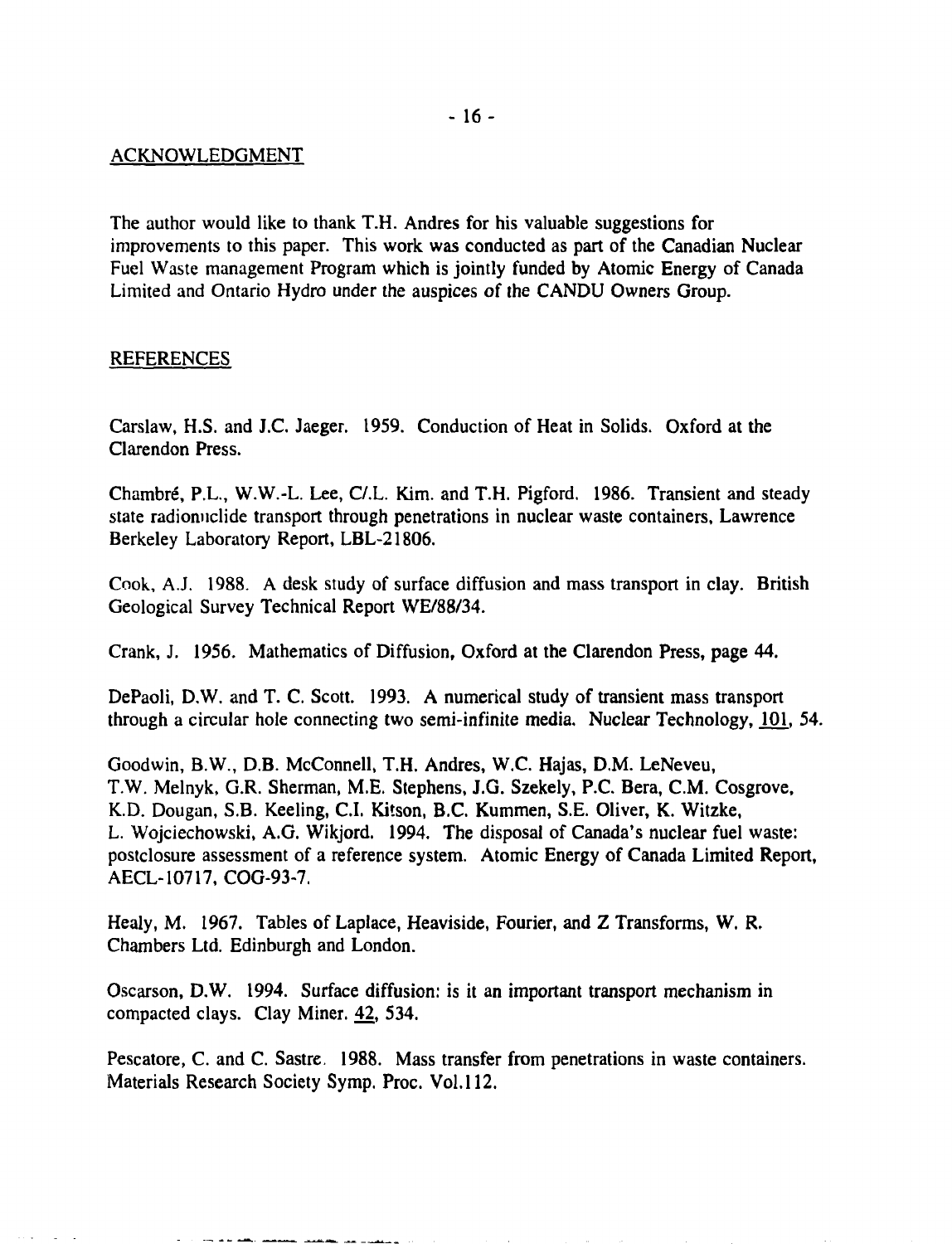## ACKNOWLEDGMENT

The author would like to thank T.H. Andres for his valuable suggestions for improvements to this paper. This work was conducted as part of the Canadian Nuclear Fuel Waste management Program which is jointly funded by Atomic Energy of Canada Limited and Ontario Hydro under the auspices of the CANDU Owners Group.

## REFERENCES

Carslaw, H.S. and J.C. Jaeger. 1959. Conduction of Heat in Solids. Oxford at the Clarendon Press.

Chambré, P.L., W.W.-L. Lee, C/.L. Kim. and T.H. Pigford. 1986. Transient and steady state radionuclide transport through penetrations in nuclear waste containers, Lawrence Berkeley Laboratory Report, LBL-21806.

Cook, A.J. 1988. A desk study of surface diffusion and mass transport in clay. British Geological Survey Technical Report WE/88/34.

Crank, J. 1956. Mathematics of Diffusion, Oxford at the Clarendon Press, page 44.

DePaoli, D.W. and T. C. Scott. 1993. A numerical study of transient mass transport through a circular hole connecting two semi-infinite media. Nuclear Technology, 101, 54.

Goodwin, B.W., D.B. McConnell, T.H. Andres, W.C. Hajas, D.M. LeNeveu, T.W. Melnyk, G.R. Sherman, M.E. Stephens, J.G. Szekely, P.C. Bera, C.M. Cosgrove, K.D. Dougan, S.B. Keeling, C.I. Kitson, B.C. Kummen, S.E. Oliver, K. Witzke, L. Wojciechowski, A.G. Wikjord. 1994. The disposal of Canada's nuclear fuel waste: postclosure assessment of a reference system. Atomic Energy of Canada Limited Report, AECL-10717, COG-93-7.

Healy, M. 1967. Tables of Laplace, Heaviside, Fourier, and Z Transforms, W. R. Chambers Ltd. Edinburgh and London.

Oscarson, D.W. 1994. Surface diffusion: is it an important transport mechanism in compacted clays. Clay Miner. 42, 534.

Pescatore, C. and C. Sastre. 1988. Mass transfer from penetrations in waste containers. Materials Research Society Symp. Proc. Vol.112.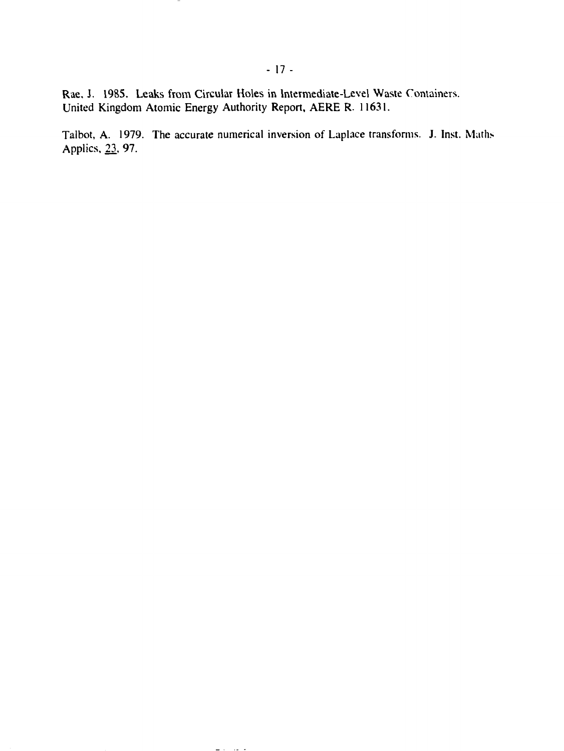Rae, J. 1985. Leaks from Circular Holes in Intermediate-Level Waste Containers. United Kingdom Atomic Energy Authority Report, AERE R. 11631.

Talbot, A. 1979. The accurate numerical inversion of Laplace transforms. J. Inst. Maths Applics, 23, 97.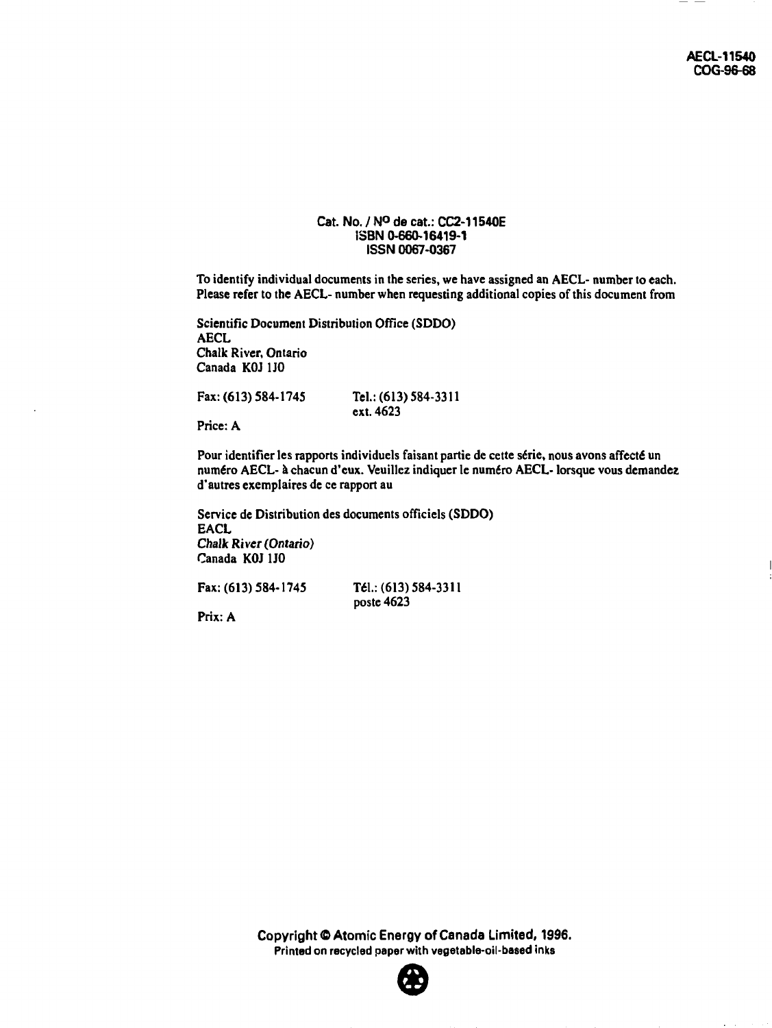AECL-11540
COG-96-68

Cat. No. / Nº de cat.: CC2-11540E
ISBN 0-660-16419-1
ISSN 0067-0367

To identify individual documents in the series, we have assigned an AECL- number to each. Please refer to the AECL- number when requesting additional copies of this document from

Scientific Document Distribution Office (SDDO)
AECL
Chalk River, Ontario
Canada K0J 1J0

Fax: (613) 584-1745 Tel.: (613) 584-3311 ext. 4623

Price: A

Pour identifier les rapports individuels faisant partie de cette série, nous avons affecté un numéro AECL- à chacun d'eux. Veuillez indiquer le numéro AECL- lorsque vous demandez d'autres exemplaires de ce rapport au

Service de Distribution des documents officiels (SDDO)
EACL
*Chalk River (Ontario)*
Canada K0J 1J0

Fax: (613) 584-1745 Tél.: (613) 584-3311 poste 4623

Prix: A

Copyright © Atomic Energy of Canada Limited, 1996.
Printed on recycled paper with vegetable-oil-based inks